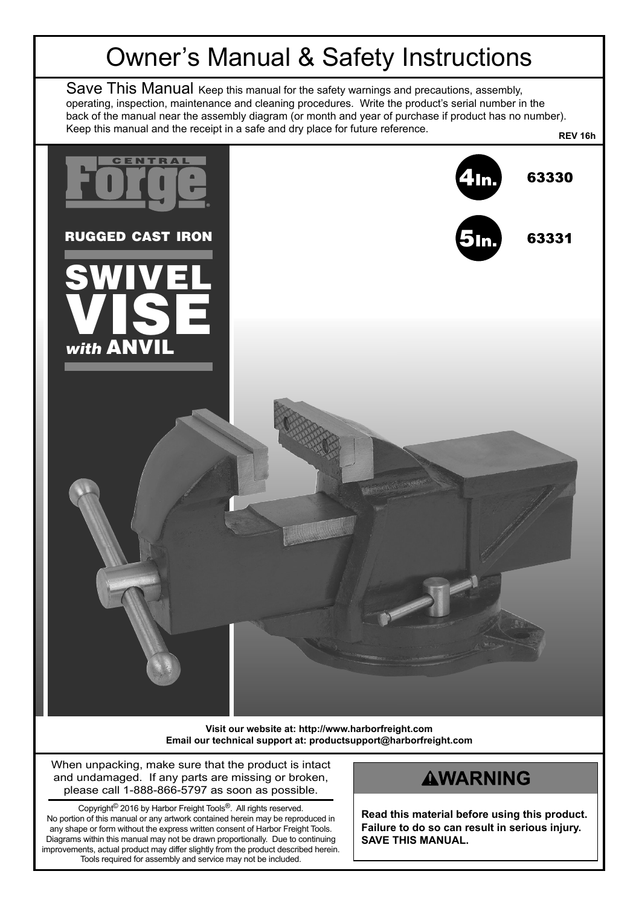# Owner's Manual & Safety Instructions

**Save This Manual** Keep this manual for the safety warnings and precautions, assembly, operating, inspection, maintenance and cleaning procedures. Write the product's serial number in the back of the manual near the assembly diagram (or month and year of purchase if product has no number). Keep this manual and the receipt in a safe and dry place for future reference.

**REV 16h**

CENTRAL Forge®

RUGGED CAST IRON

# SWIVEL VISE *with* ANVIL

4In. **63330**

5In. **63331**

**Visit our website at: http://www.harborfreight.com**
**Email our technical support at: productsupport@harborfreight.com**

When unpacking, make sure that the product is intact and undamaged. If any parts are missing or broken, please call 1-888-866-5797 as soon as possible.

Copyright© 2016 by Harbor Freight Tools®. All rights reserved. No portion of this manual or any artwork contained herein may be reproduced in any shape or form without the express written consent of Harbor Freight Tools. Diagrams within this manual may not be drawn proportionally. Due to continuing improvements, actual product may differ slightly from the product described herein. Tools required for assembly and service may not be included.

## ⚠WARNING

**Read this material before using this product. Failure to do so can result in serious injury. SAVE THIS MANUAL.**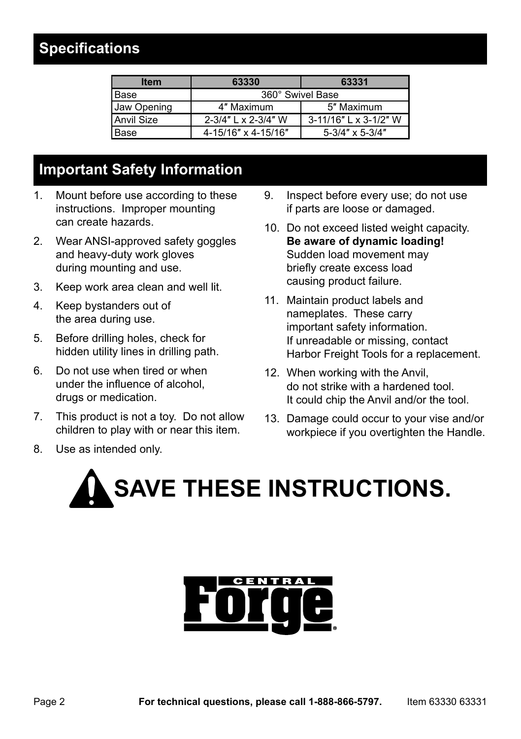## Specifications

| Item | 63330 | 63331 |
|---|---|---|
| Base | 360° Swivel Base | |
| Jaw Opening | 4″ Maximum | 5″ Maximum |
| Anvil Size | 2-3/4″ L x 2-3/4″ W | 3-11/16″ L x 3-1/2″ W |
| Base | 4-15/16″ x 4-15/16″ | 5-3/4″ x 5-3/4″ |

## Important Safety Information

1. Mount before use according to these instructions. Improper mounting can create hazards.
2. Wear ANSI-approved safety goggles and heavy-duty work gloves during mounting and use.
3. Keep work area clean and well lit.
4. Keep bystanders out of the area during use.
5. Before drilling holes, check for hidden utility lines in drilling path.
6. Do not use when tired or when under the influence of alcohol, drugs or medication.
7. This product is not a toy. Do not allow children to play with or near this item.
8. Use as intended only.
9. Inspect before every use; do not use if parts are loose or damaged.
10. Do not exceed listed weight capacity. **Be aware of dynamic loading!** Sudden load movement may briefly create excess load causing product failure.
11. Maintain product labels and nameplates. These carry important safety information. If unreadable or missing, contact Harbor Freight Tools for a replacement.
12. When working with the Anvil, do not strike with a hardened tool. It could chip the Anvil and/or the tool.
13. Damage could occur to your vise and/or workpiece if you overtighten the Handle.

# SAVE THESE INSTRUCTIONS.

CENTRAL Forge®

For technical questions, please call 1-888-866-5797.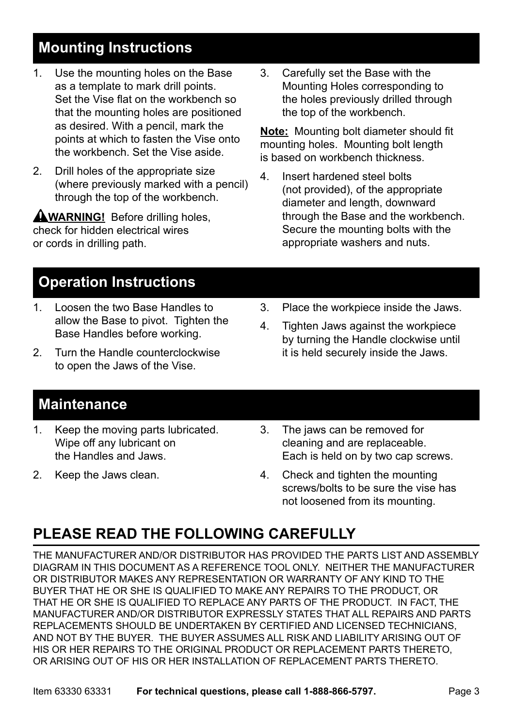## Mounting Instructions

1. Use the mounting holes on the Base as a template to mark drill points. Set the Vise flat on the workbench so that the mounting holes are positioned as desired. With a pencil, mark the points at which to fasten the Vise onto the workbench. Set the Vise aside.
2. Drill holes of the appropriate size (where previously marked with a pencil) through the top of the workbench.

**⚠WARNING!** Before drilling holes, check for hidden electrical wires or cords in drilling path.

3. Carefully set the Base with the Mounting Holes corresponding to the holes previously drilled through the top of the workbench.

**Note:** Mounting bolt diameter should fit mounting holes. Mounting bolt length is based on workbench thickness.

4. Insert hardened steel bolts (not provided), of the appropriate diameter and length, downward through the Base and the workbench. Secure the mounting bolts with the appropriate washers and nuts.

## Operation Instructions

1. Loosen the two Base Handles to allow the Base to pivot. Tighten the Base Handles before working.
2. Turn the Handle counterclockwise to open the Jaws of the Vise.
3. Place the workpiece inside the Jaws.
4. Tighten Jaws against the workpiece by turning the Handle clockwise until it is held securely inside the Jaws.

## Maintenance

1. Keep the moving parts lubricated. Wipe off any lubricant on the Handles and Jaws.
2. Keep the Jaws clean.
3. The jaws can be removed for cleaning and are replaceable. Each is held on by two cap screws.
4. Check and tighten the mounting screws/bolts to be sure the vise has not loosened from its mounting.

## PLEASE READ THE FOLLOWING CAREFULLY

THE MANUFACTURER AND/OR DISTRIBUTOR HAS PROVIDED THE PARTS LIST AND ASSEMBLY DIAGRAM IN THIS DOCUMENT AS A REFERENCE TOOL ONLY. NEITHER THE MANUFACTURER OR DISTRIBUTOR MAKES ANY REPRESENTATION OR WARRANTY OF ANY KIND TO THE BUYER THAT HE OR SHE IS QUALIFIED TO MAKE ANY REPAIRS TO THE PRODUCT, OR THAT HE OR SHE IS QUALIFIED TO REPLACE ANY PARTS OF THE PRODUCT. IN FACT, THE MANUFACTURER AND/OR DISTRIBUTOR EXPRESSLY STATES THAT ALL REPAIRS AND PARTS REPLACEMENTS SHOULD BE UNDERTAKEN BY CERTIFIED AND LICENSED TECHNICIANS, AND NOT BY THE BUYER. THE BUYER ASSUMES ALL RISK AND LIABILITY ARISING OUT OF HIS OR HER REPAIRS TO THE ORIGINAL PRODUCT OR REPLACEMENT PARTS THERETO, OR ARISING OUT OF HIS OR HER INSTALLATION OF REPLACEMENT PARTS THERETO.

Item 63330 63331 **For technical questions, please call 1-888-866-5797.**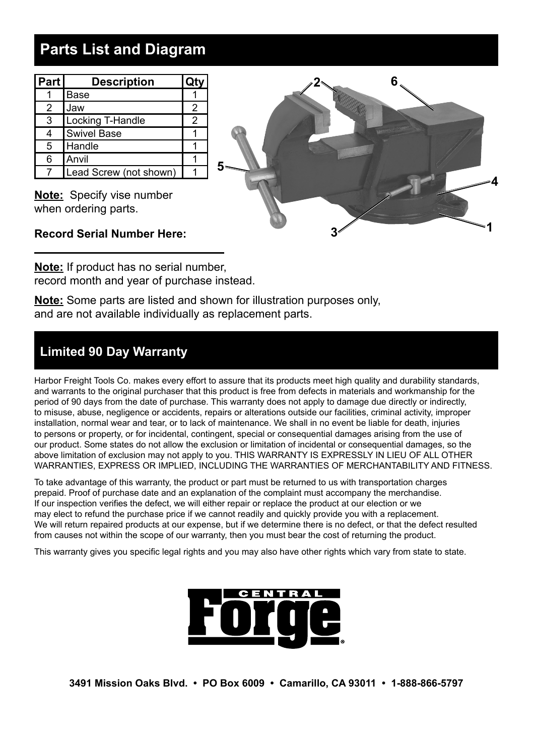## Parts List and Diagram

| Part | Description | Qty |
|---|---|---|
| 1 | Base | 1 |
| 2 | Jaw | 2 |
| 3 | Locking T-Handle | 2 |
| 4 | Swivel Base | 1 |
| 5 | Handle | 1 |
| 6 | Anvil | 1 |
| 7 | Lead Screw (not shown) | 1 |

**Note:** Specify vise number when ordering parts.

**Record Serial Number Here:**

______________________________

**Note:** If product has no serial number, record month and year of purchase instead.

**Note:** Some parts are listed and shown for illustration purposes only, and are not available individually as replacement parts.

## Limited 90 Day Warranty

Harbor Freight Tools Co. makes every effort to assure that its products meet high quality and durability standards, and warrants to the original purchaser that this product is free from defects in materials and workmanship for the period of 90 days from the date of purchase. This warranty does not apply to damage due directly or indirectly, to misuse, abuse, negligence or accidents, repairs or alterations outside our facilities, criminal activity, improper installation, normal wear and tear, or to lack of maintenance. We shall in no event be liable for death, injuries to persons or property, or for incidental, contingent, special or consequential damages arising from the use of our product. Some states do not allow the exclusion or limitation of incidental or consequential damages, so the above limitation of exclusion may not apply to you. THIS WARRANTY IS EXPRESSLY IN LIEU OF ALL OTHER WARRANTIES, EXPRESS OR IMPLIED, INCLUDING THE WARRANTIES OF MERCHANTABILITY AND FITNESS.

To take advantage of this warranty, the product or part must be returned to us with transportation charges prepaid. Proof of purchase date and an explanation of the complaint must accompany the merchandise. If our inspection verifies the defect, we will either repair or replace the product at our election or we may elect to refund the purchase price if we cannot readily and quickly provide you with a replacement. We will return repaired products at our expense, but if we determine there is no defect, or that the defect resulted from causes not within the scope of our warranty, then you must bear the cost of returning the product.

This warranty gives you specific legal rights and you may also have other rights which vary from state to state.

CENTRAL Forge®

**3491 Mission Oaks Blvd. • PO Box 6009 • Camarillo, CA 93011 • 1-888-866-5797**